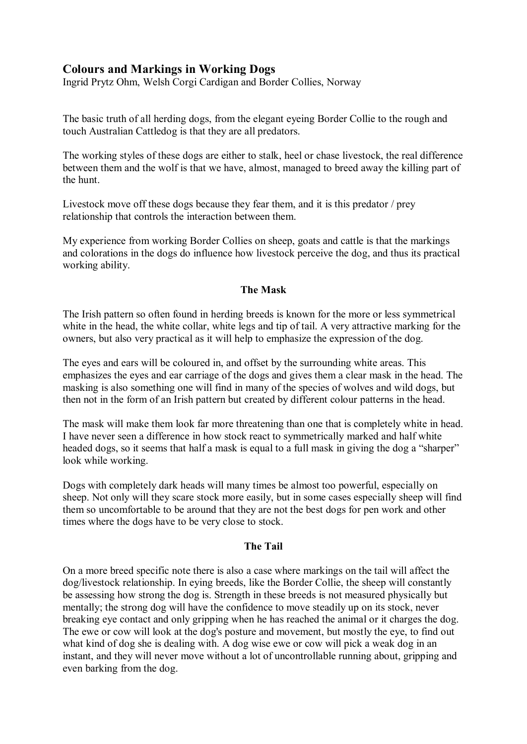## Colours and Markings in Working Dogs

Ingrid Prytz Ohm, Welsh Corgi Cardigan and Border Collies, Norway

The basic truth of all herding dogs, from the elegant eyeing Border Collie to the rough and touch Australian Cattledog is that they are all predators.

The working styles of these dogs are either to stalk, heel or chase livestock, the real difference between them and the wolf is that we have, almost, managed to breed away the killing part of the hunt.

Livestock move off these dogs because they fear them, and it is this predator / prey relationship that controls the interaction between them.

My experience from working Border Collies on sheep, goats and cattle is that the markings and colorations in the dogs do influence how livestock perceive the dog, and thus its practical working ability.

### The Mask

The Irish pattern so often found in herding breeds is known for the more or less symmetrical white in the head, the white collar, white legs and tip of tail. A very attractive marking for the owners, but also very practical as it will help to emphasize the expression of the dog.

The eyes and ears will be coloured in, and offset by the surrounding white areas. This emphasizes the eyes and ear carriage of the dogs and gives them a clear mask in the head. The masking is also something one will find in many of the species of wolves and wild dogs, but then not in the form of an Irish pattern but created by different colour patterns in the head.

The mask will make them look far more threatening than one that is completely white in head. I have never seen a difference in how stock react to symmetrically marked and half white headed dogs, so it seems that half a mask is equal to a full mask in giving the dog a "sharper" look while working.

Dogs with completely dark heads will many times be almost too powerful, especially on sheep. Not only will they scare stock more easily, but in some cases especially sheep will find them so uncomfortable to be around that they are not the best dogs for pen work and other times where the dogs have to be very close to stock.

### The Tail

On a more breed specific note there is also a case where markings on the tail will affect the dog/livestock relationship. In eying breeds, like the Border Collie, the sheep will constantly be assessing how strong the dog is. Strength in these breeds is not measured physically but mentally; the strong dog will have the confidence to move steadily up on its stock, never breaking eye contact and only gripping when he has reached the animal or it charges the dog. The ewe or cow will look at the dog's posture and movement, but mostly the eye, to find out what kind of dog she is dealing with. A dog wise ewe or cow will pick a weak dog in an instant, and they will never move without a lot of uncontrollable running about, gripping and even barking from the dog.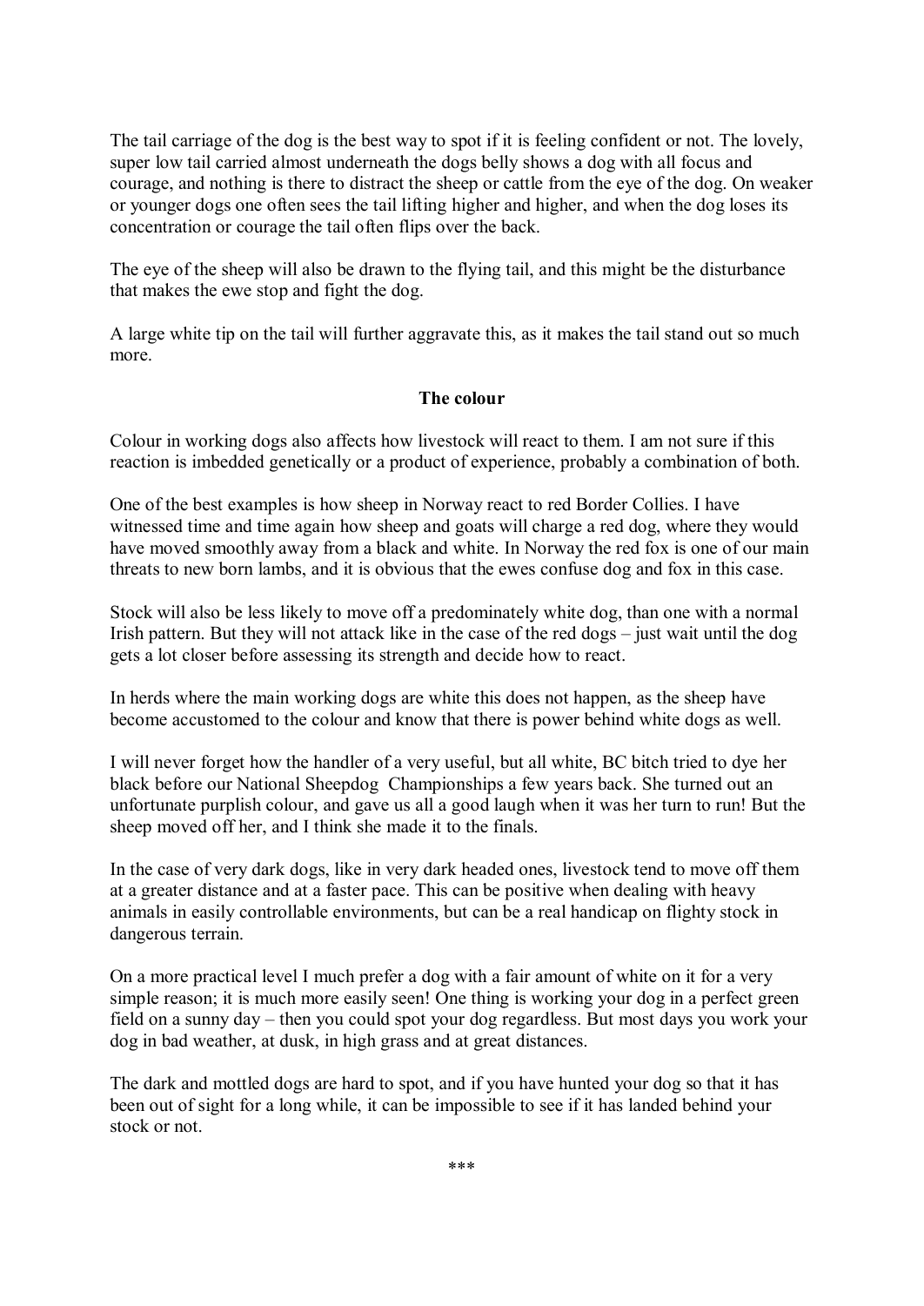The tail carriage of the dog is the best way to spot if it is feeling confident or not. The lovely, super low tail carried almost underneath the dogs belly shows a dog with all focus and courage, and nothing is there to distract the sheep or cattle from the eye of the dog. On weaker or younger dogs one often sees the tail lifting higher and higher, and when the dog loses its concentration or courage the tail often flips over the back.

The eye of the sheep will also be drawn to the flying tail, and this might be the disturbance that makes the ewe stop and fight the dog.

A large white tip on the tail will further aggravate this, as it makes the tail stand out so much more.

**The colour**

Colour in working dogs also affects how livestock will react to them. I am not sure if this reaction is imbedded genetically or a product of experience, probably a combination of both.

One of the best examples is how sheep in Norway react to red Border Collies. I have witnessed time and time again how sheep and goats will charge a red dog, where they would have moved smoothly away from a black and white. In Norway the red fox is one of our main threats to new born lambs, and it is obvious that the ewes confuse dog and fox in this case.

Stock will also be less likely to move off a predominately white dog, than one with a normal Irish pattern. But they will not attack like in the case of the red dogs – just wait until the dog gets a lot closer before assessing its strength and decide how to react.

In herds where the main working dogs are white this does not happen, as the sheep have become accustomed to the colour and know that there is power behind white dogs as well.

I will never forget how the handler of a very useful, but all white, BC bitch tried to dye her black before our National Sheepdog Championships a few years back. She turned out an unfortunate purplish colour, and gave us all a good laugh when it was her turn to run! But the sheep moved off her, and I think she made it to the finals.

In the case of very dark dogs, like in very dark headed ones, livestock tend to move off them at a greater distance and at a faster pace. This can be positive when dealing with heavy animals in easily controllable environments, but can be a real handicap on flighty stock in dangerous terrain.

On a more practical level I much prefer a dog with a fair amount of white on it for a very simple reason; it is much more easily seen! One thing is working your dog in a perfect green field on a sunny day – then you could spot your dog regardless. But most days you work your dog in bad weather, at dusk, in high grass and at great distances.

The dark and mottled dogs are hard to spot, and if you have hunted your dog so that it has been out of sight for a long while, it can be impossible to see if it has landed behind your stock or not.

***